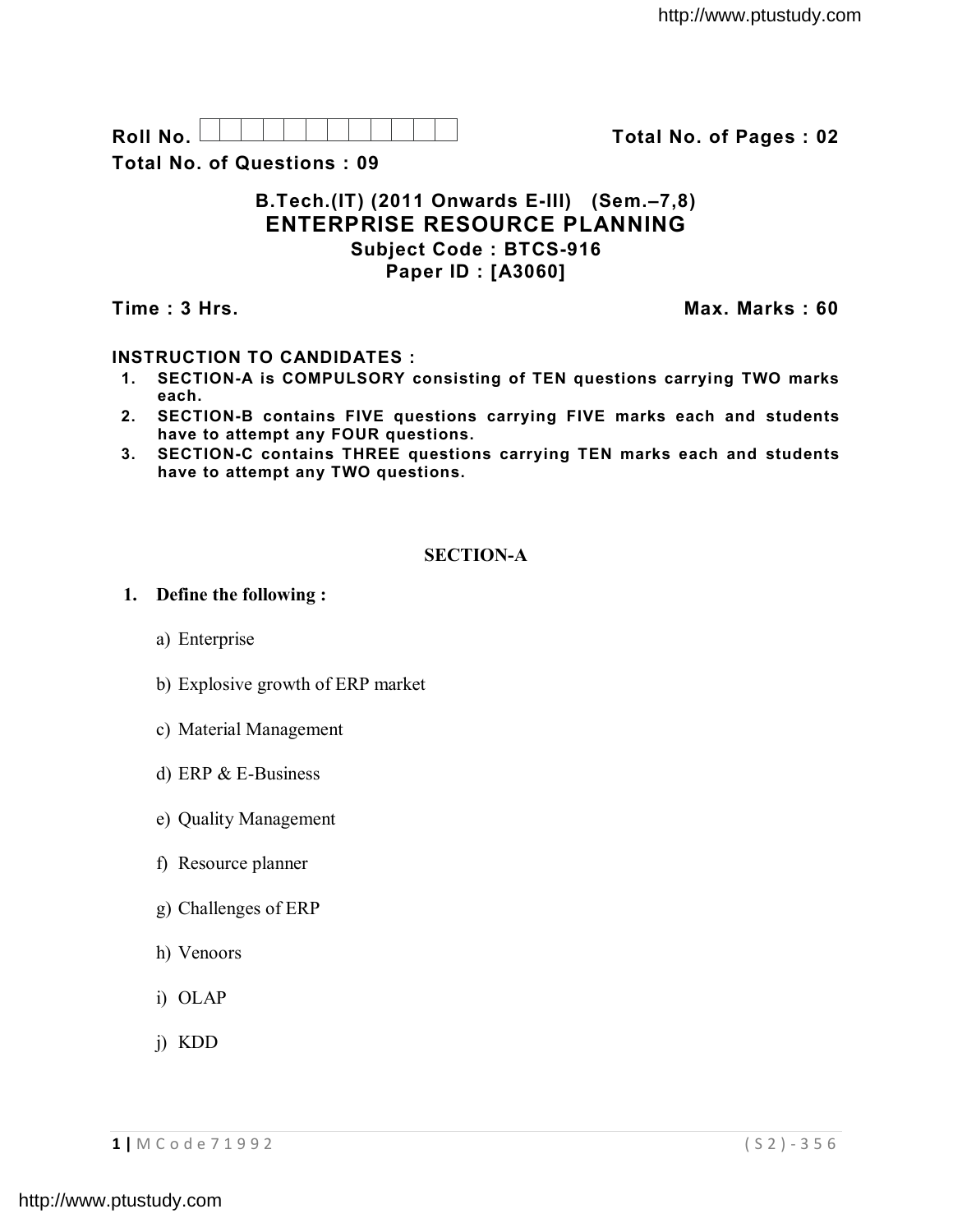**Roll No.** ☐☐☐☐☐☐☐☐☐☐☐☐ **Total No. of Pages : 02**

**Total No. of Questions : 09**

## B.Tech.(IT) (2011 Onwards E-III) (Sem.–7,8)
## ENTERPRISE RESOURCE PLANNING
### Subject Code : BTCS-916
### Paper ID : [A3060]

**Time : 3 Hrs.** **Max. Marks : 60**

**INSTRUCTION TO CANDIDATES :**

1. **SECTION-A is COMPULSORY consisting of TEN questions carrying TWO marks each.**
2. **SECTION-B contains FIVE questions carrying FIVE marks each and students have to attempt any FOUR questions.**
3. **SECTION-C contains THREE questions carrying TEN marks each and students have to attempt any TWO questions.**

## SECTION-A

**1. Define the following :**

a) Enterprise

b) Explosive growth of ERP market

c) Material Management

d) ERP & E-Business

e) Quality Management

f) Resource planner

g) Challenges of ERP

h) Venoors

i) OLAP

j) KDD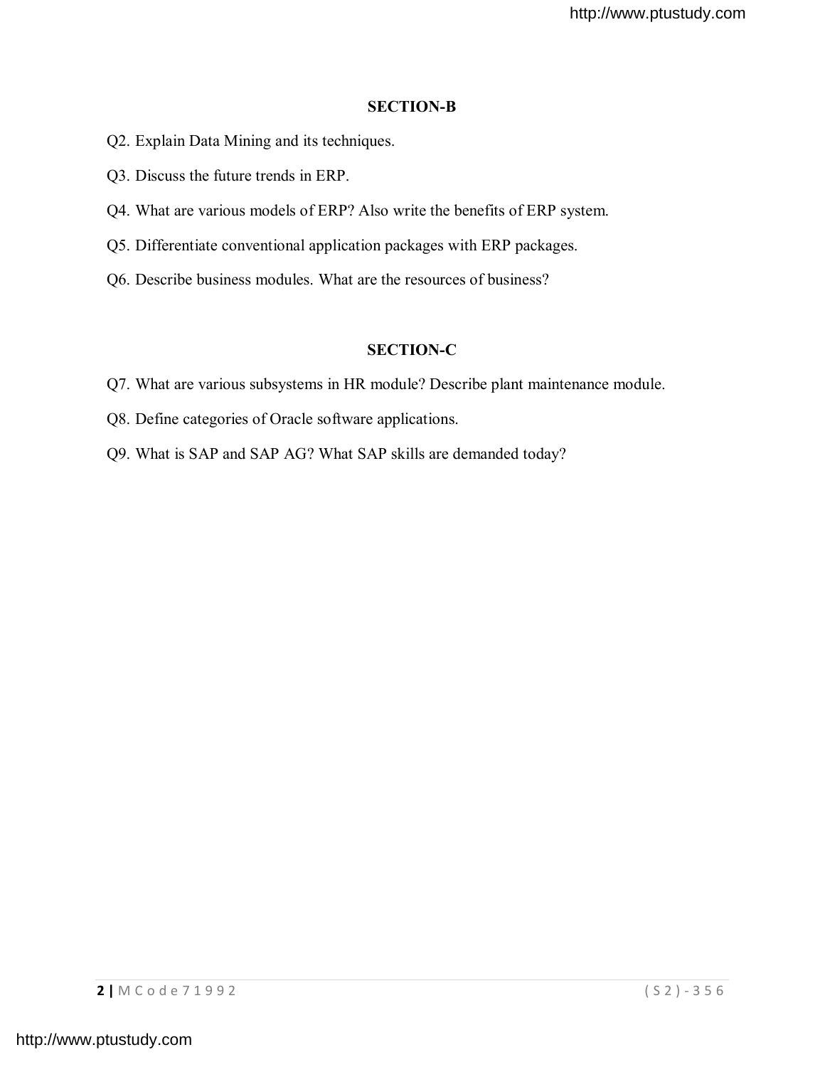## SECTION-B

Q2. Explain Data Mining and its techniques.

Q3. Discuss the future trends in ERP.

Q4. What are various models of ERP? Also write the benefits of ERP system.

Q5. Differentiate conventional application packages with ERP packages.

Q6. Describe business modules. What are the resources of business?

## SECTION-C

Q7. What are various subsystems in HR module? Describe plant maintenance module.

Q8. Define categories of Oracle software applications.

Q9. What is SAP and SAP AG? What SAP skills are demanded today?